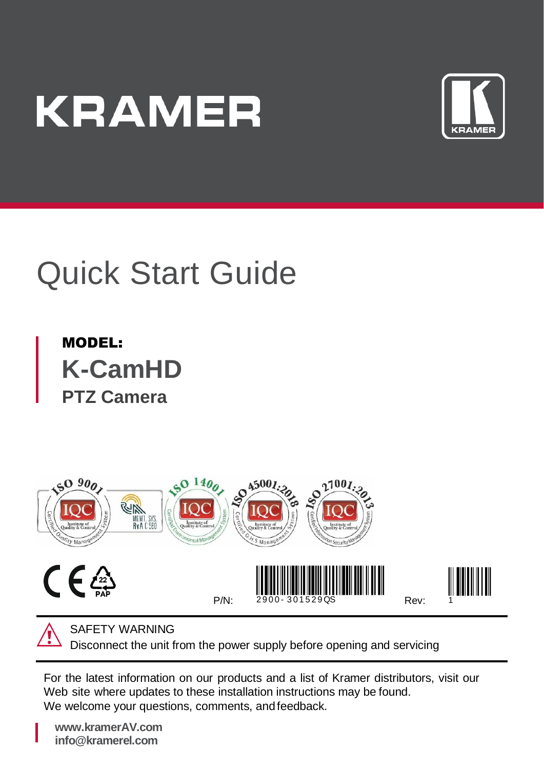# KRAMER

# Quick Start Guide

**MODEL:**

## K-CamHD

### PTZ Camera

P/N: 2900-301529QS Rev: 1

SAFETY WARNING
Disconnect the unit from the power supply before opening and servicing

For the latest information on our products and a list of Kramer distributors, visit our Web site where updates to these installation instructions may be found.
We welcome your questions, comments, and feedback.

**www.kramerAV.com**
**info@kramerel.com**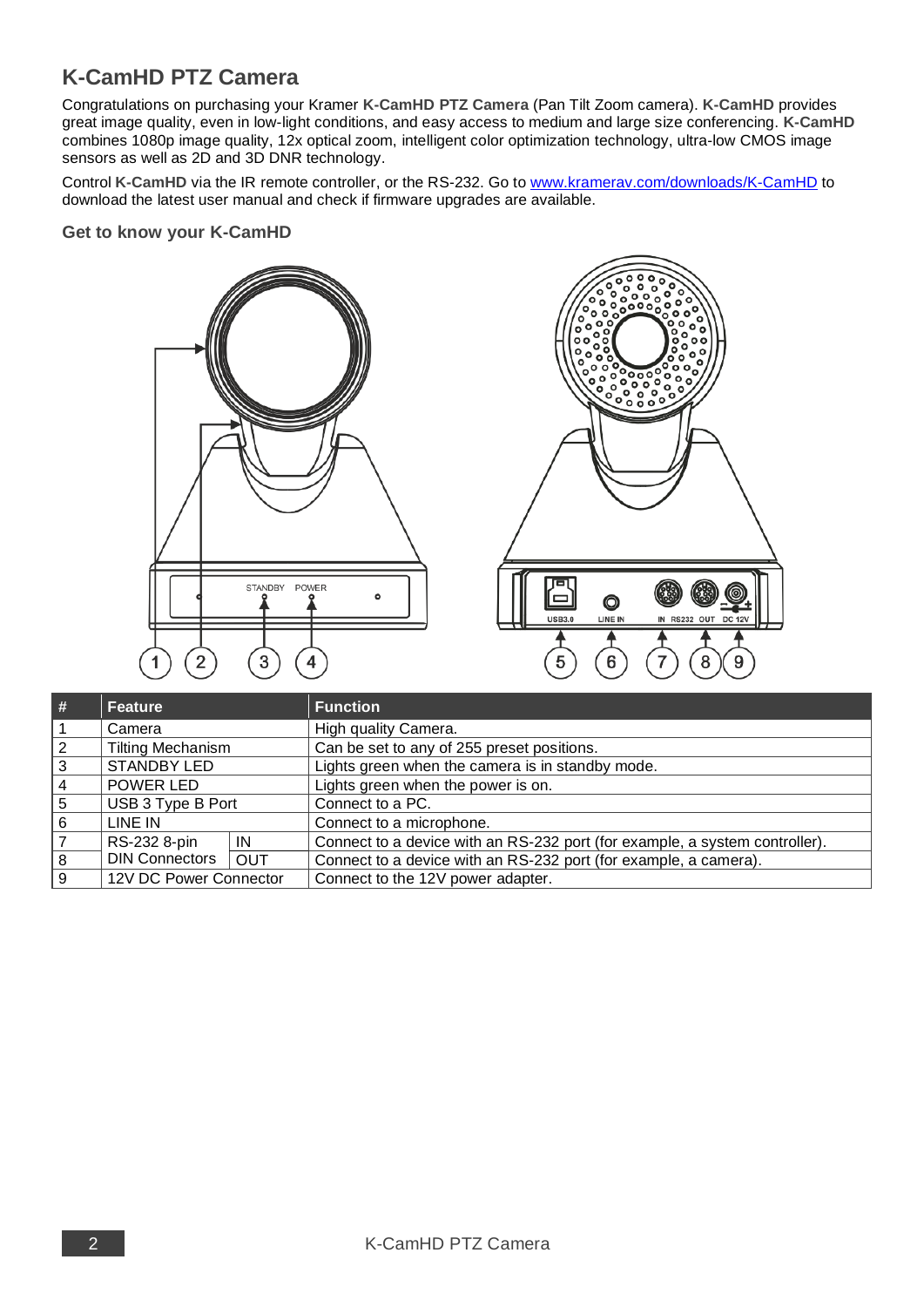# K-CamHD PTZ Camera

Congratulations on purchasing your Kramer **K-CamHD PTZ Camera** (Pan Tilt Zoom camera). **K-CamHD** provides great image quality, even in low-light conditions, and easy access to medium and large size conferencing. **K-CamHD** combines 1080p image quality, 12x optical zoom, intelligent color optimization technology, ultra-low CMOS image sensors as well as 2D and 3D DNR technology.

Control **K-CamHD** via the IR remote controller, or the RS-232. Go to www.kramerav.com/downloads/K-CamHD to download the latest user manual and check if firmware upgrades are available.

### Get to know your K-CamHD

| # | Feature | | Function |
|---|---|---|---|
| 1 | Camera | | High quality Camera. |
| 2 | Tilting Mechanism | | Can be set to any of 255 preset positions. |
| 3 | STANDBY LED | | Lights green when the camera is in standby mode. |
| 4 | POWER LED | | Lights green when the power is on. |
| 5 | USB 3 Type B Port | | Connect to a PC. |
| 6 | LINE IN | | Connect to a microphone. |
| 7 | RS-232 8-pin DIN Connectors | IN | Connect to a device with an RS-232 port (for example, a system controller). |
| 8 | | OUT | Connect to a device with an RS-232 port (for example, a camera). |
| 9 | 12V DC Power Connector | | Connect to the 12V power adapter. |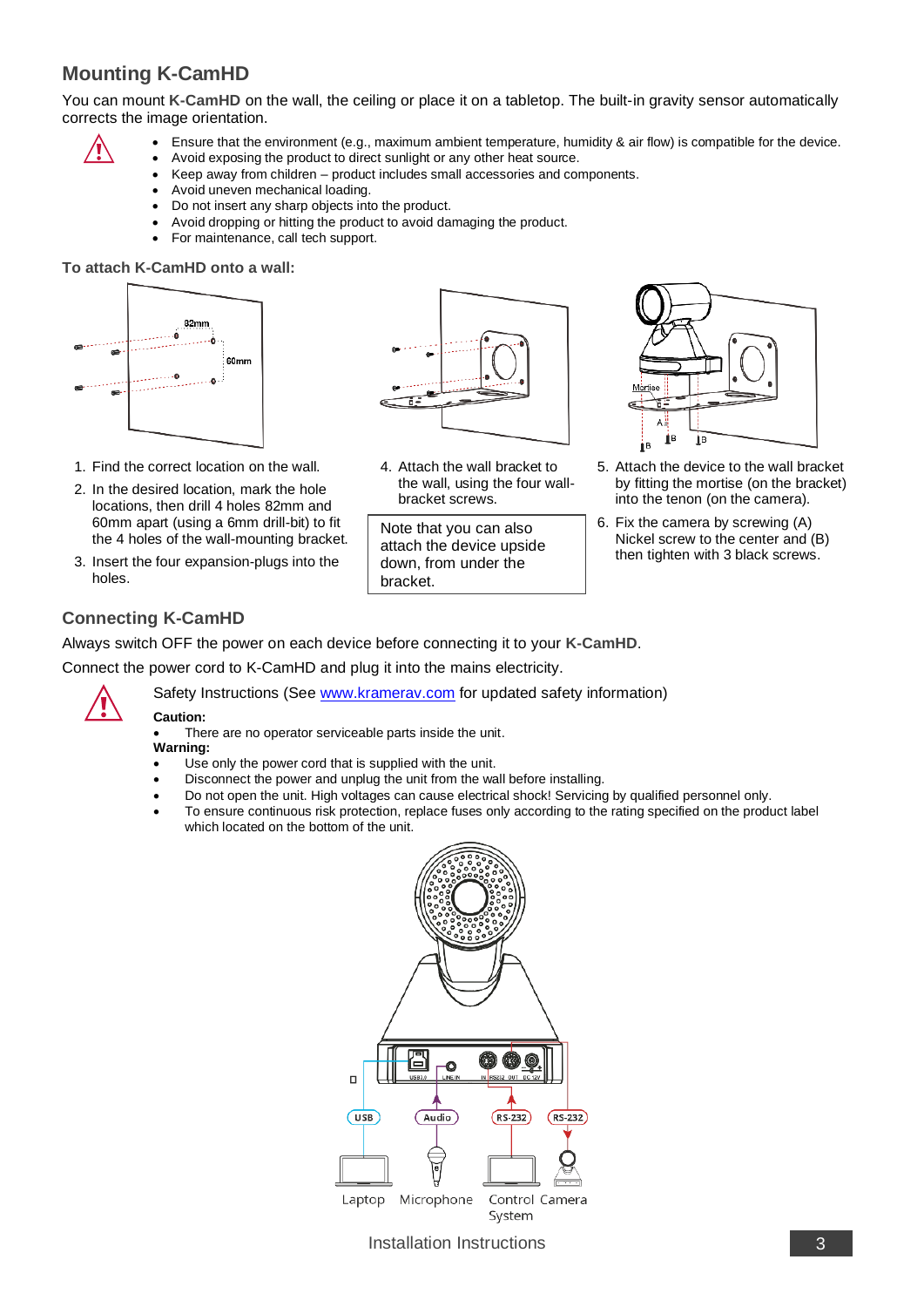## Mounting K-CamHD

You can mount **K-CamHD** on the wall, the ceiling or place it on a tabletop. The built-in gravity sensor automatically corrects the image orientation.

- Ensure that the environment (e.g., maximum ambient temperature, humidity & air flow) is compatible for the device.
- Avoid exposing the product to direct sunlight or any other heat source.
- Keep away from children – product includes small accessories and components.
- Avoid uneven mechanical loading.
- Do not insert any sharp objects into the product.
- Avoid dropping or hitting the product to avoid damaging the product.
- For maintenance, call tech support.

### To attach K-CamHD onto a wall:

1. Find the correct location on the wall.
2. In the desired location, mark the hole locations, then drill 4 holes 82mm and 60mm apart (using a 6mm drill-bit) to fit the 4 holes of the wall-mounting bracket.
3. Insert the four expansion-plugs into the holes.
4. Attach the wall bracket to the wall, using the four wall-bracket screws.

   Note that you can also attach the device upside down, from under the bracket.

5. Attach the device to the wall bracket by fitting the mortise (on the bracket) into the tenon (on the camera).
6. Fix the camera by screwing (A) Nickel screw to the center and (B) then tighten with 3 black screws.

## Connecting K-CamHD

Always switch OFF the power on each device before connecting it to your **K-CamHD**.

Connect the power cord to K-CamHD and plug it into the mains electricity.

Safety Instructions (See www.kramerav.com for updated safety information)

**Caution:**

- There are no operator serviceable parts inside the unit.

**Warning:**

- Use only the power cord that is supplied with the unit.
- Disconnect the power and unplug the unit from the wall before installing.
- Do not open the unit. High voltages can cause electrical shock! Servicing by qualified personnel only.
- To ensure continuous risk protection, replace fuses only according to the rating specified on the product label which located on the bottom of the unit.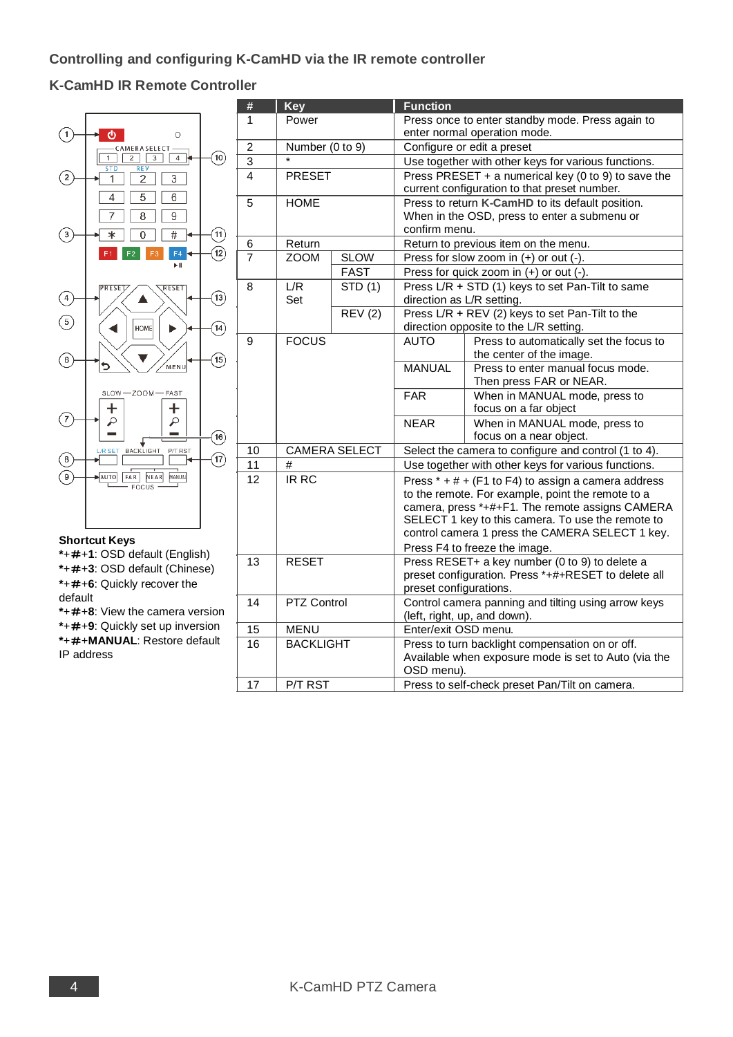## Controlling and configuring K-CamHD via the IR remote controller

### K-CamHD IR Remote Controller

| # | Key | | Function | |
|---|---|---|---|---|
| 1 | Power | | Press once to enter standby mode. Press again to enter normal operation mode. | |
| 2 | Number (0 to 9) | | Configure or edit a preset | |
| 3 | * | | Use together with other keys for various functions. | |
| 4 | PRESET | | Press PRESET + a numerical key (0 to 9) to save the current configuration to that preset number. | |
| 5 | HOME | | Press to return **K-CamHD** to its default position. When in the OSD, press to enter a submenu or confirm menu. | |
| 6 | Return | | Return to previous item on the menu. | |
| 7 | ZOOM | SLOW | Press for slow zoom in (+) or out (-). | |
| | | FAST | Press for quick zoom in (+) or out (-). | |
| 8 | L/R Set | STD (1) | Press L/R + STD (1) keys to set Pan-Tilt to same direction as L/R setting. | |
| | | REV (2) | Press L/R + REV (2) keys to set Pan-Tilt to the direction opposite to the L/R setting. | |
| 9 | FOCUS | | AUTO | Press to automatically set the focus to the center of the image. |
| | | | MANUAL | Press to enter manual focus mode. Then press FAR or NEAR. |
| | | | FAR | When in MANUAL mode, press to focus on a far object |
| | | | NEAR | When in MANUAL mode, press to focus on a near object. |
| 10 | CAMERA SELECT | | Select the camera to configure and control (1 to 4). | |
| 11 | # | | Use together with other keys for various functions. | |
| 12 | IR RC | | Press * + # + (F1 to F4) to assign a camera address to the remote. For example, point the remote to a camera, press *+#+F1. The remote assigns CAMERA SELECT 1 key to this camera. To use the remote to control camera 1 press the CAMERA SELECT 1 key. Press F4 to freeze the image. | |
| 13 | RESET | | Press RESET+ a key number (0 to 9) to delete a preset configuration. Press *+#+RESET to delete all preset configurations. | |
| 14 | PTZ Control | | Control camera panning and tilting using arrow keys (left, right, up, and down). | |
| 15 | MENU | | Enter/exit OSD menu. | |
| 16 | BACKLIGHT | | Press to turn backlight compensation on or off. Available when exposure mode is set to Auto (via the OSD menu). | |
| 17 | P/T RST | | Press to self-check preset Pan/Tilt on camera. | |

**Shortcut Keys**

***+#+1**: OSD default (English)
***+#+3**: OSD default (Chinese)
***+#+6**: Quickly recover the default
***+#+8**: View the camera version
***+#+9**: Quickly set up inversion
***+#+MANUAL**: Restore default IP address